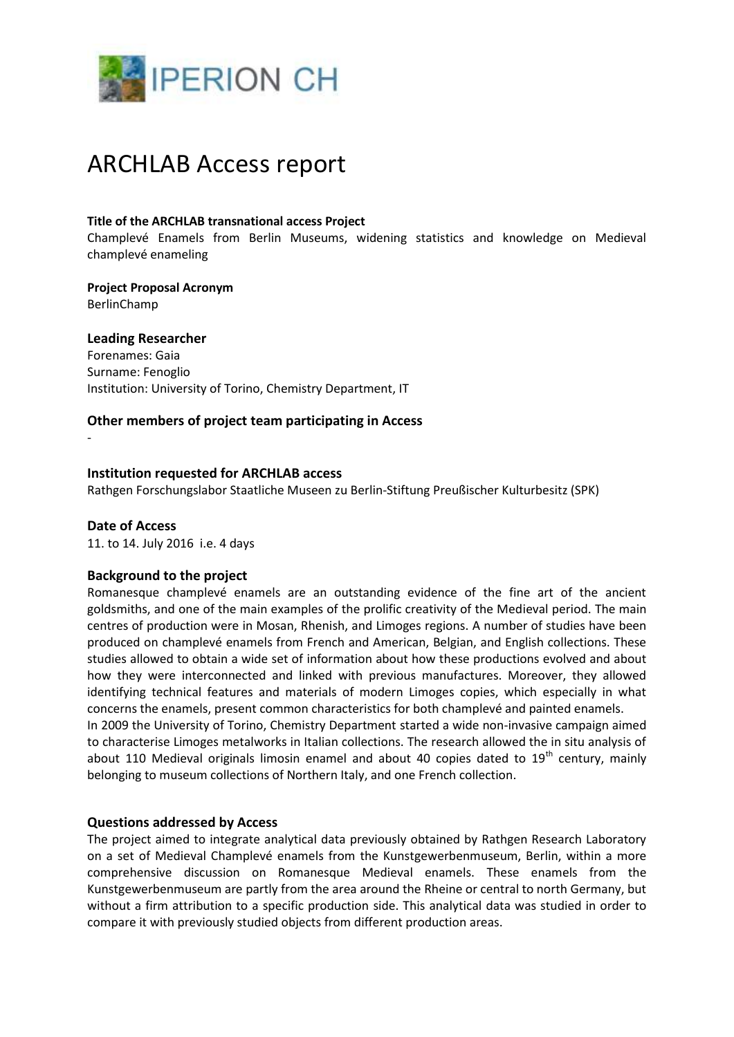IPERION CH

# ARCHLAB Access report

**Title of the ARCHLAB transnational access Project**

Champlevé Enamels from Berlin Museums, widening statistics and knowledge on Medieval champlevé enameling

**Project Proposal Acronym**

BerlinChamp

### Leading Researcher

Forenames: Gaia
Surname: Fenoglio
Institution: University of Torino, Chemistry Department, IT

### Other members of project team participating in Access

-

### Institution requested for ARCHLAB access

Rathgen Forschungslabor Staatliche Museen zu Berlin-Stiftung Preußischer Kulturbesitz (SPK)

### Date of Access

11. to 14. July 2016 i.e. 4 days

### Background to the project

Romanesque champlevé enamels are an outstanding evidence of the fine art of the ancient goldsmiths, and one of the main examples of the prolific creativity of the Medieval period. The main centres of production were in Mosan, Rhenish, and Limoges regions. A number of studies have been produced on champlevé enamels from French and American, Belgian, and English collections. These studies allowed to obtain a wide set of information about how these productions evolved and about how they were interconnected and linked with previous manufactures. Moreover, they allowed identifying technical features and materials of modern Limoges copies, which especially in what concerns the enamels, present common characteristics for both champlevé and painted enamels.

In 2009 the University of Torino, Chemistry Department started a wide non-invasive campaign aimed to characterise Limoges metalworks in Italian collections. The research allowed the in situ analysis of about 110 Medieval originals limosin enamel and about 40 copies dated to 19$^{th}$ century, mainly belonging to museum collections of Northern Italy, and one French collection.

### Questions addressed by Access

The project aimed to integrate analytical data previously obtained by Rathgen Research Laboratory on a set of Medieval Champlevé enamels from the Kunstgewerbenmuseum, Berlin, within a more comprehensive discussion on Romanesque Medieval enamels. These enamels from the Kunstgewerbenmuseum are partly from the area around the Rheine or central to north Germany, but without a firm attribution to a specific production side. This analytical data was studied in order to compare it with previously studied objects from different production areas.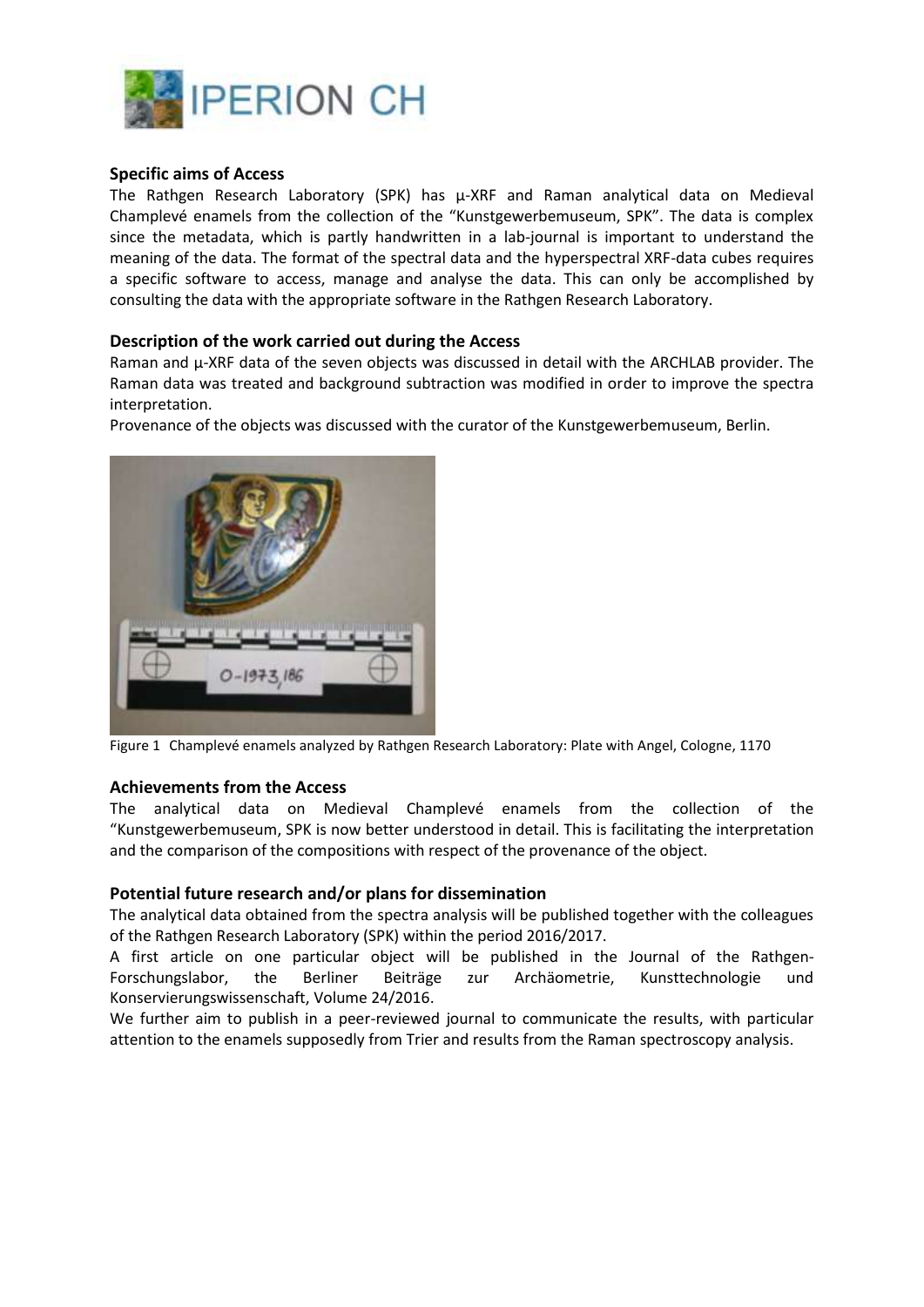## Specific aims of Access

The Rathgen Research Laboratory (SPK) has µ-XRF and Raman analytical data on Medieval Champlevé enamels from the collection of the "Kunstgewerbemuseum, SPK". The data is complex since the metadata, which is partly handwritten in a lab-journal is important to understand the meaning of the data. The format of the spectral data and the hyperspectral XRF-data cubes requires a specific software to access, manage and analyse the data. This can only be accomplished by consulting the data with the appropriate software in the Rathgen Research Laboratory.

## Description of the work carried out during the Access

Raman and µ-XRF data of the seven objects was discussed in detail with the ARCHLAB provider. The Raman data was treated and background subtraction was modified in order to improve the spectra interpretation.

Provenance of the objects was discussed with the curator of the Kunstgewerbemuseum, Berlin.

Figure 1 Champlevé enamels analyzed by Rathgen Research Laboratory: Plate with Angel, Cologne, 1170

## Achievements from the Access

The analytical data on Medieval Champlevé enamels from the collection of the "Kunstgewerbemuseum, SPK is now better understood in detail. This is facilitating the interpretation and the comparison of the compositions with respect of the provenance of the object.

## Potential future research and/or plans for dissemination

The analytical data obtained from the spectra analysis will be published together with the colleagues of the Rathgen Research Laboratory (SPK) within the period 2016/2017.

A first article on one particular object will be published in the Journal of the Rathgen-Forschungslabor, the Berliner Beiträge zur Archäometrie, Kunsttechnologie und Konservierungswissenschaft, Volume 24/2016.

We further aim to publish in a peer-reviewed journal to communicate the results, with particular attention to the enamels supposedly from Trier and results from the Raman spectroscopy analysis.